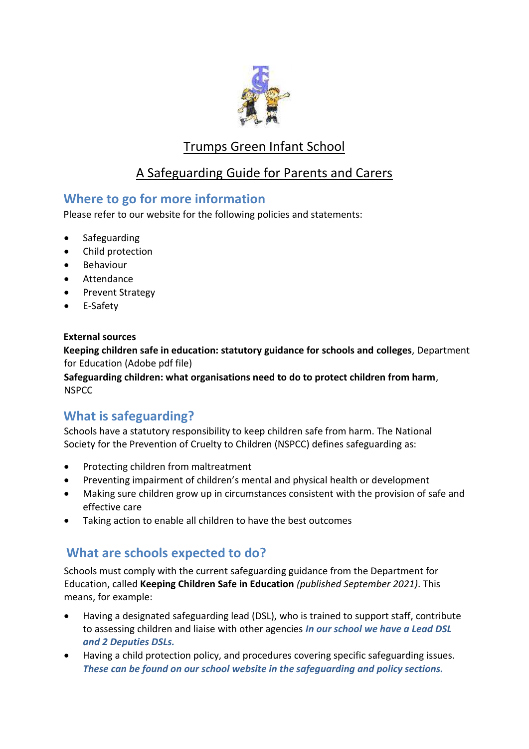# Trumps Green Infant School

## A Safeguarding Guide for Parents and Carers

## Where to go for more information

Please refer to our website for the following policies and statements:

- Safeguarding
- Child protection
- Behaviour
- Attendance
- Prevent Strategy
- E-Safety

**External sources**

**Keeping children safe in education: statutory guidance for schools and colleges**, Department for Education (Adobe pdf file)

**Safeguarding children: what organisations need to do to protect children from harm**, NSPCC

## What is safeguarding?

Schools have a statutory responsibility to keep children safe from harm. The National Society for the Prevention of Cruelty to Children (NSPCC) defines safeguarding as:

- Protecting children from maltreatment
- Preventing impairment of children's mental and physical health or development
- Making sure children grow up in circumstances consistent with the provision of safe and effective care
- Taking action to enable all children to have the best outcomes

## What are schools expected to do?

Schools must comply with the current safeguarding guidance from the Department for Education, called **Keeping Children Safe in Education** *(published September 2021)*. This means, for example:

- Having a designated safeguarding lead (DSL), who is trained to support staff, contribute to assessing children and liaise with other agencies ***In our school we have a Lead DSL and 2 Deputies DSLs.***
- Having a child protection policy, and procedures covering specific safeguarding issues. ***These can be found on our school website in the safeguarding and policy sections.***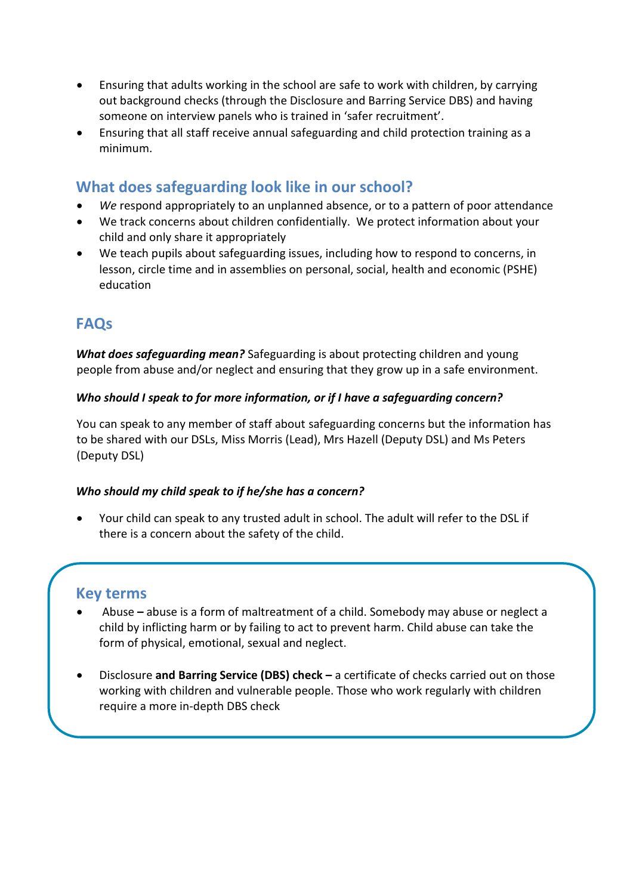- Ensuring that adults working in the school are safe to work with children, by carrying out background checks (through the Disclosure and Barring Service DBS) and having someone on interview panels who is trained in 'safer recruitment'.
- Ensuring that all staff receive annual safeguarding and child protection training as a minimum.

## What does safeguarding look like in our school?

- *We* respond appropriately to an unplanned absence, or to a pattern of poor attendance
- We track concerns about children confidentially. We protect information about your child and only share it appropriately
- We teach pupils about safeguarding issues, including how to respond to concerns, in lesson, circle time and in assemblies on personal, social, health and economic (PSHE) education

## FAQs

***What does safeguarding mean?*** Safeguarding is about protecting children and young people from abuse and/or neglect and ensuring that they grow up in a safe environment.

***Who should I speak to for more information, or if I have a safeguarding concern?***

You can speak to any member of staff about safeguarding concerns but the information has to be shared with our DSLs, Miss Morris (Lead), Mrs Hazell (Deputy DSL) and Ms Peters (Deputy DSL)

***Who should my child speak to if he/she has a concern?***

- Your child can speak to any trusted adult in school. The adult will refer to the DSL if there is a concern about the safety of the child.

## Key terms

- Abuse **–** abuse is a form of maltreatment of a child. Somebody may abuse or neglect a child by inflicting harm or by failing to act to prevent harm. Child abuse can take the form of physical, emotional, sexual and neglect.

- Disclosure **and Barring Service (DBS) check –** a certificate of checks carried out on those working with children and vulnerable people. Those who work regularly with children require a more in-depth DBS check